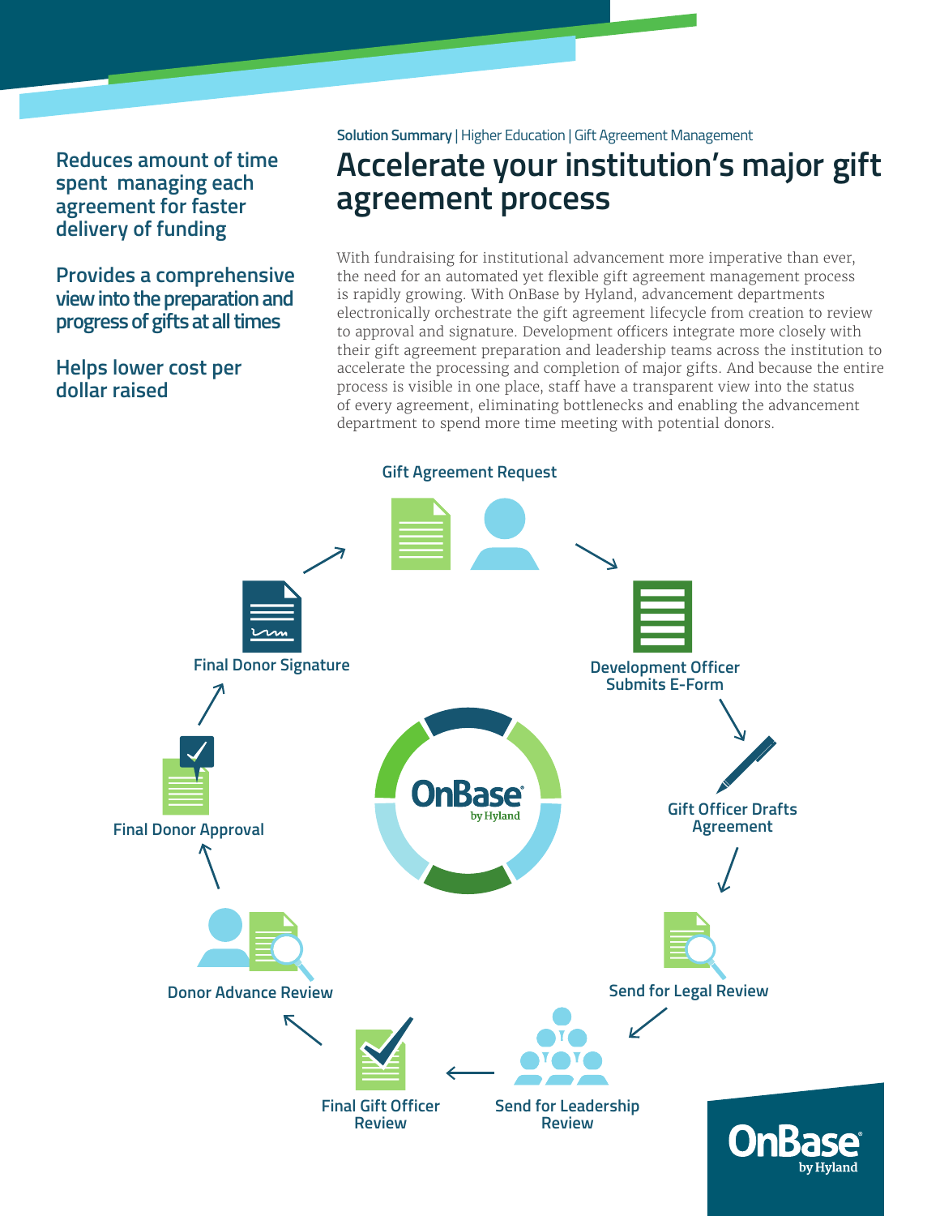Solution Summary | Higher Education | Gift Agreement Management

# Accelerate your institution's major gift agreement process

**Reduces amount of time spent managing each agreement for faster delivery of funding**

**Provides a comprehensive view into the preparation and progress of gifts at all times**

**Helps lower cost per dollar raised**

With fundraising for institutional advancement more imperative than ever, the need for an automated yet flexible gift agreement management process is rapidly growing. With OnBase by Hyland, advancement departments electronically orchestrate the gift agreement lifecycle from creation to review to approval and signature. Development officers integrate more closely with their gift agreement preparation and leadership teams across the institution to accelerate the processing and completion of major gifts. And because the entire process is visible in one place, staff have a transparent view into the status of every agreement, eliminating bottlenecks and enabling the advancement department to spend more time meeting with potential donors.

- Gift Agreement Request
- Development Officer Submits E-Form
- Gift Officer Drafts Agreement
- Send for Legal Review
- Send for Leadership Review
- Final Gift Officer Review
- Donor Advance Review
- Final Donor Approval
- Final Donor Signature

OnBase by Hyland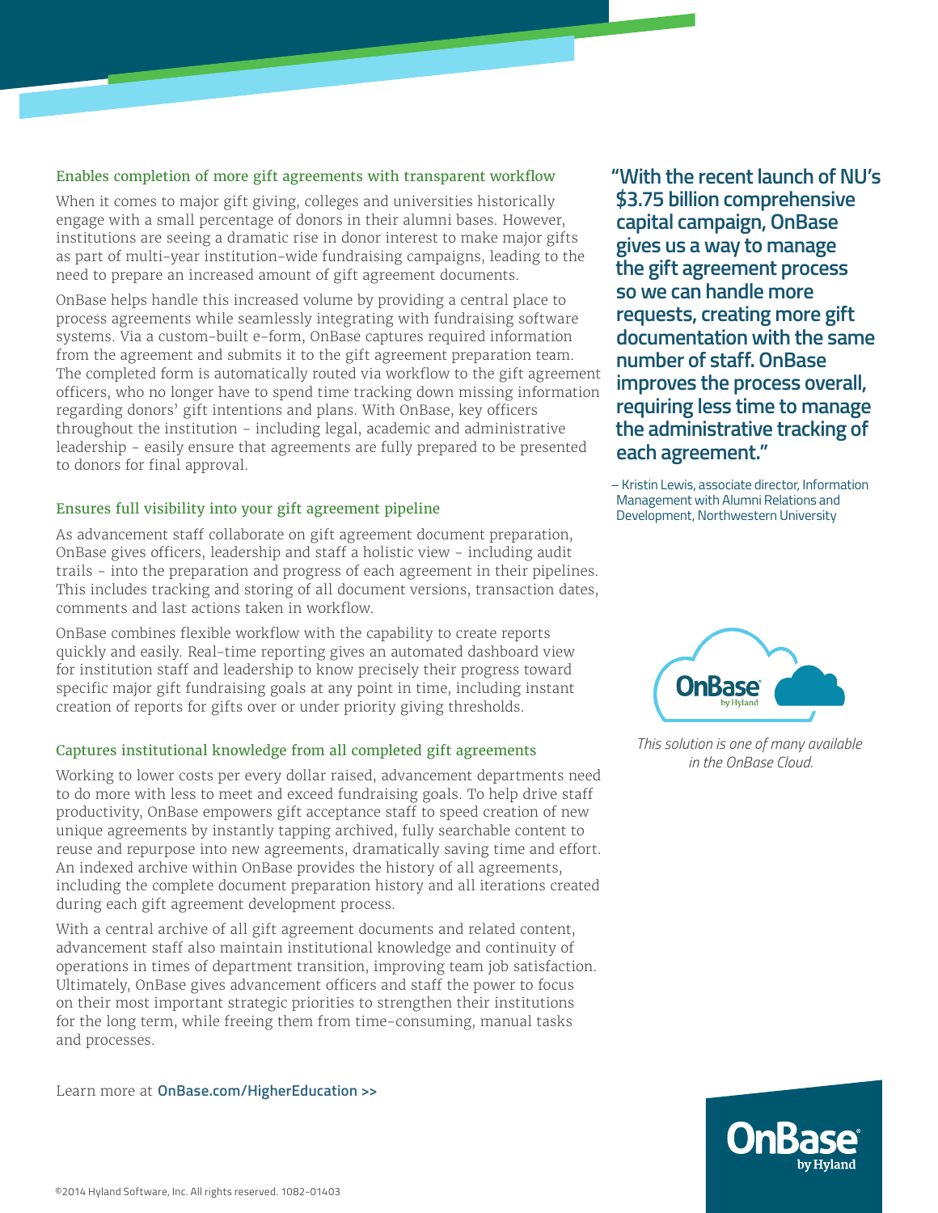## Enables completion of more gift agreements with transparent workflow

When it comes to major gift giving, colleges and universities historically engage with a small percentage of donors in their alumni bases. However, institutions are seeing a dramatic rise in donor interest to make major gifts as part of multi-year institution-wide fundraising campaigns, leading to the need to prepare an increased amount of gift agreement documents.

OnBase helps handle this increased volume by providing a central place to process agreements while seamlessly integrating with fundraising software systems. Via a custom-built e-form, OnBase captures required information from the agreement and submits it to the gift agreement preparation team. The completed form is automatically routed via workflow to the gift agreement officers, who no longer have to spend time tracking down missing information regarding donors' gift intentions and plans. With OnBase, key officers throughout the institution - including legal, academic and administrative leadership - easily ensure that agreements are fully prepared to be presented to donors for final approval.

## Ensures full visibility into your gift agreement pipeline

As advancement staff collaborate on gift agreement document preparation, OnBase gives officers, leadership and staff a holistic view - including audit trails - into the preparation and progress of each agreement in their pipelines. This includes tracking and storing of all document versions, transaction dates, comments and last actions taken in workflow.

OnBase combines flexible workflow with the capability to create reports quickly and easily. Real-time reporting gives an automated dashboard view for institution staff and leadership to know precisely their progress toward specific major gift fundraising goals at any point in time, including instant creation of reports for gifts over or under priority giving thresholds.

## Captures institutional knowledge from all completed gift agreements

Working to lower costs per every dollar raised, advancement departments need to do more with less to meet and exceed fundraising goals. To help drive staff productivity, OnBase empowers gift acceptance staff to speed creation of new unique agreements by instantly tapping archived, fully searchable content to reuse and repurpose into new agreements, dramatically saving time and effort. An indexed archive within OnBase provides the history of all agreements, including the complete document preparation history and all iterations created during each gift agreement development process.

With a central archive of all gift agreement documents and related content, advancement staff also maintain institutional knowledge and continuity of operations in times of department transition, improving team job satisfaction. Ultimately, OnBase gives advancement officers and staff the power to focus on their most important strategic priorities to strengthen their institutions for the long term, while freeing them from time-consuming, manual tasks and processes.

Learn more at **OnBase.com/HigherEducation >>**

**"With the recent launch of NU's $3.75 billion comprehensive capital campaign, OnBase gives us a way to manage the gift agreement process so we can handle more requests, creating more gift documentation with the same number of staff. OnBase improves the process overall, requiring less time to manage the administrative tracking of each agreement."**

– Kristin Lewis, associate director, Information Management with Alumni Relations and Development, Northwestern University

OnBase by Hyland

*This solution is one of many available in the OnBase Cloud.*

OnBase by Hyland

©2014 Hyland Software, Inc. All rights reserved. 1082-01403